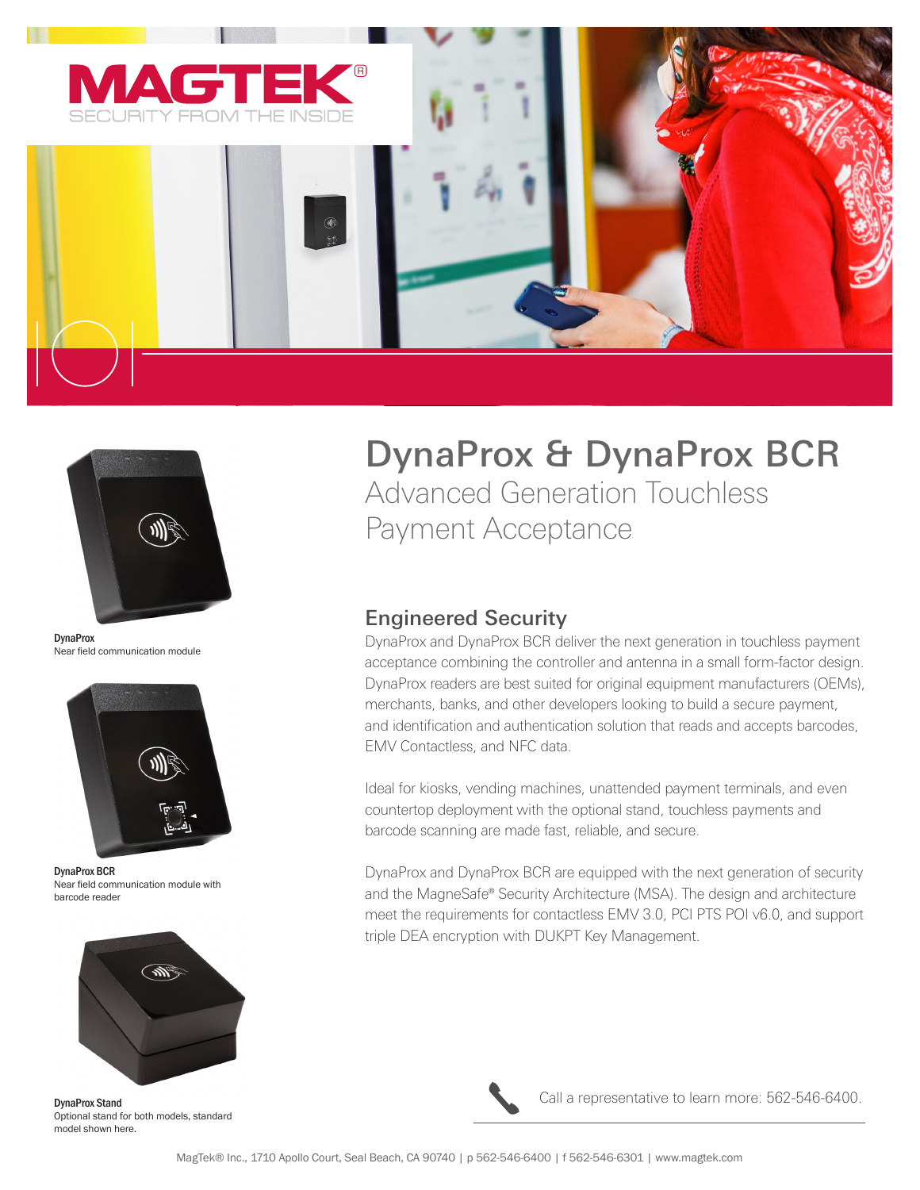MAGTEK®
SECURITY FROM THE INSIDE

# DynaProx & DynaProx BCR

## Advanced Generation Touchless Payment Acceptance

**DynaProx**
Near field communication module

**DynaProx BCR**
Near field communication module with barcode reader

**DynaProx Stand**
Optional stand for both models, standard model shown here.

### Engineered Security

DynaProx and DynaProx BCR deliver the next generation in touchless payment acceptance combining the controller and antenna in a small form-factor design. DynaProx readers are best suited for original equipment manufacturers (OEMs), merchants, banks, and other developers looking to build a secure payment, and identification and authentication solution that reads and accepts barcodes, EMV Contactless, and NFC data.

Ideal for kiosks, vending machines, unattended payment terminals, and even countertop deployment with the optional stand, touchless payments and barcode scanning are made fast, reliable, and secure.

DynaProx and DynaProx BCR are equipped with the next generation of security and the MagneSafe® Security Architecture (MSA). The design and architecture meet the requirements for contactless EMV 3.0, PCI PTS POI v6.0, and support triple DEA encryption with DUKPT Key Management.

Call a representative to learn more: 562-546-6400.

MagTek® Inc., 1710 Apollo Court, Seal Beach, CA 90740 | p 562-546-6400 | f 562-546-6301 | www.magtek.com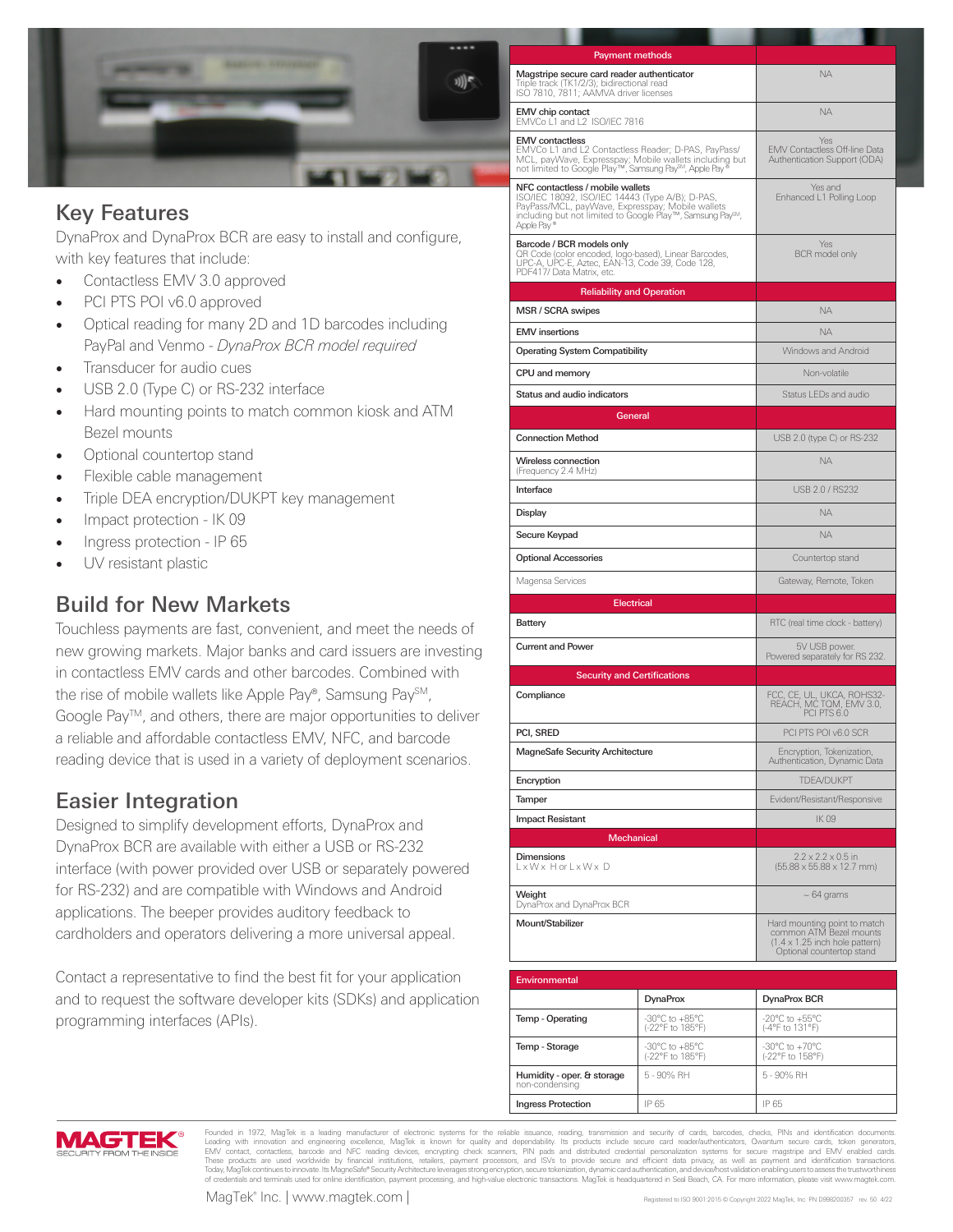## Key Features

DynaProx and DynaProx BCR are easy to install and configure, with key features that include:

- Contactless EMV 3.0 approved
- PCI PTS POI v6.0 approved
- Optical reading for many 2D and 1D barcodes including PayPal and Venmo - *DynaProx BCR model required*
- Transducer for audio cues
- USB 2.0 (Type C) or RS-232 interface
- Hard mounting points to match common kiosk and ATM Bezel mounts
- Optional countertop stand
- Flexible cable management
- Triple DEA encryption/DUKPT key management
- Impact protection - IK 09
- Ingress protection - IP 65
- UV resistant plastic

## Build for New Markets

Touchless payments are fast, convenient, and meet the needs of new growing markets. Major banks and card issuers are investing in contactless EMV cards and other barcodes. Combined with the rise of mobile wallets like Apple Pay®, Samsung Pay℠, Google Pay™, and others, there are major opportunities to deliver a reliable and affordable contactless EMV, NFC, and barcode reading device that is used in a variety of deployment scenarios.

## Easier Integration

Designed to simplify development efforts, DynaProx and DynaProx BCR are available with either a USB or RS-232 interface (with power provided over USB or separately powered for RS-232) and are compatible with Windows and Android applications. The beeper provides auditory feedback to cardholders and operators delivering a more universal appeal.

Contact a representative to find the best fit for your application and to request the software developer kits (SDKs) and application programming interfaces (APIs).

| Payment methods | |
|---|---|
| **Magstripe secure card reader authenticator** Triple track (TK1/2/3); bidirectional read ISO 7810, 7811; AAMVA driver licenses | NA |
| **EMV chip contact** EMVCo L1 and L2 ISO/IEC 7816 | NA |
| **EMV contactless** EMVCo L1 and L2 Contactless Reader; D-PAS, PayPass/ MCL, payWave, Expresspay; Mobile wallets including but not limited to Google Play™, Samsung Pay℠, Apple Pay® | Yes EMV Contactless Off-line Data Authentication Support (ODA) |
| **NFC contactless / mobile wallets** ISO/IEC 18092, ISO/IEC 14443 (Type A/B); D-PAS, PayPass/MCL, payWave, Expresspay; Mobile wallets including but not limited to Google Play™, Samsung Pay℠, Apple Pay® | Yes and Enhanced L1 Polling Loop |
| **Barcode / BCR models only** QR Code (color encoded, logo-based), Linear Barcodes, UPC-A, UPC-E, Aztec, EAN-13, Code 39, Code 128, PDF417/ Data Matrix, etc. | Yes BCR model only |
| **Reliability and Operation** | |
| MSR / SCRA swipes | NA |
| EMV insertions | NA |
| Operating System Compatibility | Windows and Android |
| CPU and memory | Non-volatile |
| Status and audio indicators | Status LEDs and audio |
| **General** | |
| Connection Method | USB 2.0 (type C) or RS-232 |
| Wireless connection (Frequency 2.4 MHz) | NA |
| Interface | USB 2.0 / RS232 |
| Display | NA |
| Secure Keypad | NA |
| Optional Accessories | Countertop stand |
| Magensa Services | Gateway, Remote, Token |
| **Electrical** | |
| Battery | RTC (real time clock - battery) |
| Current and Power | 5V USB power. Powered separately for RS 232. |
| **Security and Certifications** | |
| Compliance | FCC, CE, UL, UKCA, ROHS32-REACH, MC TQM, EMV 3.0, PCI PTS 6.0 |
| PCI, SRED | PCI PTS POI v6.0 SCR |
| MagneSafe Security Architecture | Encryption, Tokenization, Authentication, Dynamic Data |
| Encryption | TDEA/DUKPT |
| Tamper | Evident/Resistant/Responsive |
| Impact Resistant | IK 09 |
| **Mechanical** | |
| Dimensions L x W x H or L x W x D | 2.2 x 2.2 x 0.5 in (55.88 x 55.88 x 12.7 mm) |
| Weight DynaProx and DynaProx BCR | ~ 64 grams |
| Mount/Stabilizer | Hard mounting point to match common ATM Bezel mounts (1.4 x 1.25 inch hole pattern) Optional countertop stand |

| Environmental | DynaProx | DynaProx BCR |
|---|---|---|
| Temp - Operating | -30°C to +85°C (-22°F to 185°F) | -20°C to +55°C (-4°F to 131°F) |
| Temp - Storage | -30°C to +85°C (-22°F to 185°F) | -30°C to +70°C (-22°F to 158°F) |
| Humidity - oper. & storage non-condensing | 5 - 90% RH | 5 - 90% RH |
| Ingress Protection | IP 65 | IP 65 |

MAGTEK® SECURITY FROM THE INSIDE

Founded in 1972, MagTek is a leading manufacturer of electronic systems for the reliable issuance, reading, transmission and security of cards, barcodes, checks, PINs and identification documents. Leading with innovation and engineering excellence, MagTek is known for quality and dependability. Its products include secure card reader/authenticators, Qwantum secure cards, token generators, EMV contact, contactless, barcode and NFC reading devices, encrypting check scanners, PIN pads and distributed credential personalization systems for secure magstripe and EMV enabled cards. These products are used worldwide by financial institutions, retailers, payment processors, and ISVs to provide secure and efficient data privacy, as well as payment and identification transactions. Today, MagTek continues to innovate. Its MagneSafe® Security Architecture leverages strong encryption, secure tokenization, dynamic card authentication, and device/host validation enabling users to assess the trustworthiness of credentials and terminals used for online identification, payment processing, and high-value electronic transactions. MagTek is headquartered in Seal Beach, CA. For more information, please visit www.magtek.com.

MagTek® Inc. | www.magtek.com |

Registered to ISO 9001:2015 © Copyright 2022 MagTek, Inc. PN D998200357 rev 50 4/22